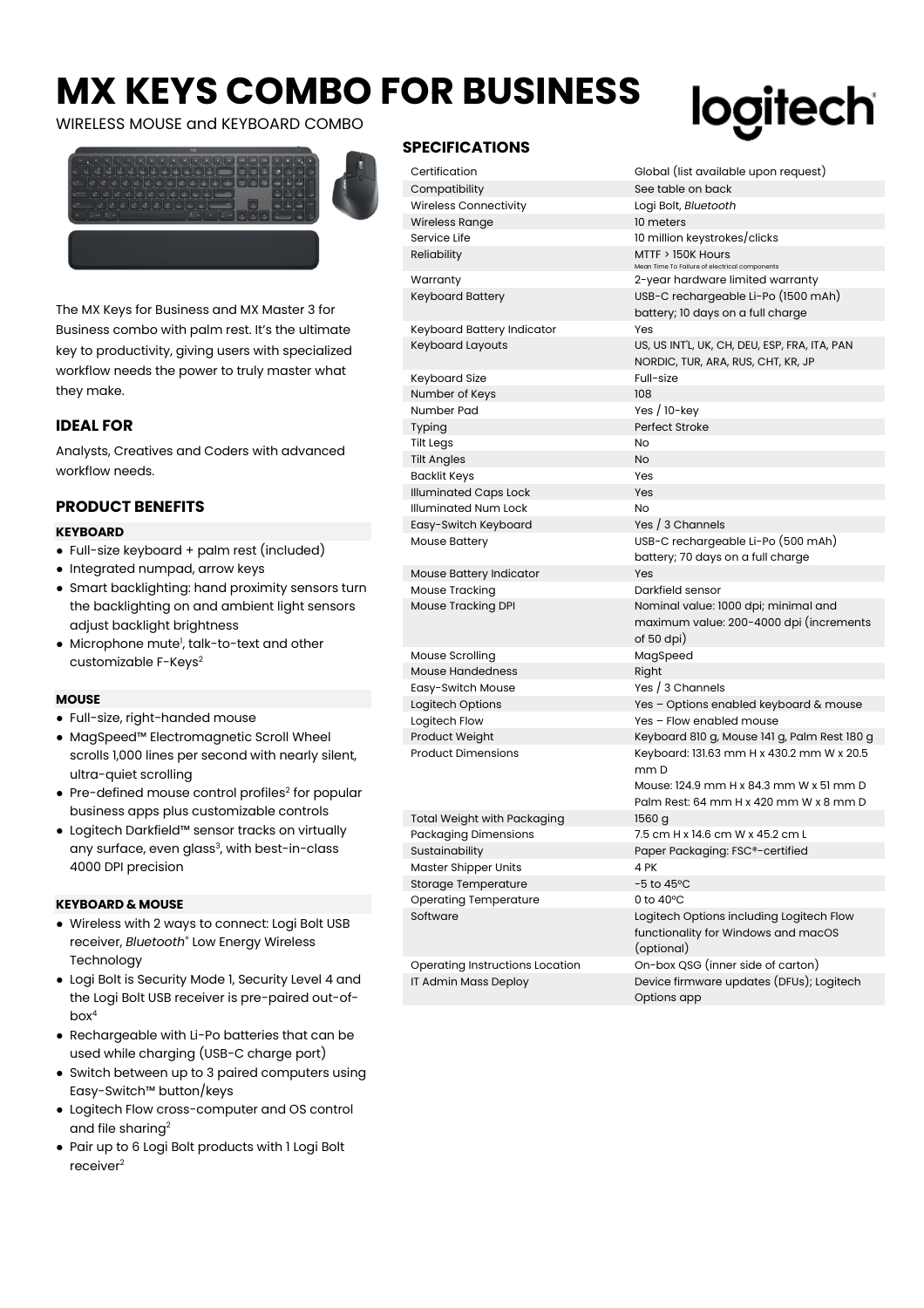# MX KEYS COMBO FOR BUSINESS

WIRELESS MOUSE and KEYBOARD COMBO

The MX Keys for Business and MX Master 3 for Business combo with palm rest. It's the ultimate key to productivity, giving users with specialized workflow needs the power to truly master what they make.

## IDEAL FOR

Analysts, Creatives and Coders with advanced workflow needs.

## PRODUCT BENEFITS

### KEYBOARD

- Full-size keyboard + palm rest (included)
- Integrated numpad, arrow keys
- Smart backlighting: hand proximity sensors turn the backlighting on and ambient light sensors adjust backlight brightness
- Microphone mute[1], talk-to-text and other customizable F-Keys[2]

### MOUSE

- Full-size, right-handed mouse
- MagSpeed™ Electromagnetic Scroll Wheel scrolls 1,000 lines per second with nearly silent, ultra-quiet scrolling
- Pre-defined mouse control profiles[2] for popular business apps plus customizable controls
- Logitech Darkfield™ sensor tracks on virtually any surface, even glass[3], with best-in-class 4000 DPI precision

### KEYBOARD & MOUSE

- Wireless with 2 ways to connect: Logi Bolt USB receiver, *Bluetooth*® Low Energy Wireless Technology
- Logi Bolt is Security Mode 1, Security Level 4 and the Logi Bolt USB receiver is pre-paired out-of-box[4]
- Rechargeable with Li-Po batteries that can be used while charging (USB-C charge port)
- Switch between up to 3 paired computers using Easy-Switch™ button/keys
- Logitech Flow cross-computer and OS control and file sharing[2]
- Pair up to 6 Logi Bolt products with 1 Logi Bolt receiver[2]

## SPECIFICATIONS

| Specification | Value |
|---|---|
| Certification | Global (list available upon request) |
| Compatibility | See table on back |
| Wireless Connectivity | Logi Bolt, *Bluetooth* |
| Wireless Range | 10 meters |
| Service Life | 10 million keystrokes/clicks |
| Reliability | MTTF > 150K Hours (Mean Time To Failure of electrical components) |
| Warranty | 2-year hardware limited warranty |
| Keyboard Battery | USB-C rechargeable Li-Po (1500 mAh) battery; 10 days on a full charge |
| Keyboard Battery Indicator | Yes |
| Keyboard Layouts | US, US INT'L, UK, CH, DEU, ESP, FRA, ITA, PAN NORDIC, TUR, ARA, RUS, CHT, KR, JP |
| Keyboard Size | Full-size |
| Number of Keys | 108 |
| Number Pad | Yes / 10-key |
| Typing | Perfect Stroke |
| Tilt Legs | No |
| Tilt Angles | No |
| Backlit Keys | Yes |
| Illuminated Caps Lock | Yes |
| Illuminated Num Lock | No |
| Easy-Switch Keyboard | Yes / 3 Channels |
| Mouse Battery | USB-C rechargeable Li-Po (500 mAh) battery; 70 days on a full charge |
| Mouse Battery Indicator | Yes |
| Mouse Tracking | Darkfield sensor |
| Mouse Tracking DPI | Nominal value: 1000 dpi; minimal and maximum value: 200-4000 dpi (increments of 50 dpi) |
| Mouse Scrolling | MagSpeed |
| Mouse Handedness | Right |
| Easy-Switch Mouse | Yes / 3 Channels |
| Logitech Options | Yes – Options enabled keyboard & mouse |
| Logitech Flow | Yes – Flow enabled mouse |
| Product Weight | Keyboard 810 g, Mouse 141 g, Palm Rest 180 g |
| Product Dimensions | Keyboard: 131.63 mm H x 430.2 mm W x 20.5 mm D<br>Mouse: 124.9 mm H x 84.3 mm W x 51 mm D<br>Palm Rest: 64 mm H x 420 mm W x 8 mm D |
| Total Weight with Packaging | 1560 g |
| Packaging Dimensions | 7.5 cm H x 14.6 cm W x 45.2 cm L |
| Sustainability | Paper Packaging: FSC®-certified |
| Master Shipper Units | 4 PK |
| Storage Temperature | -5 to 45ºC |
| Operating Temperature | 0 to 40ºC |
| Software | Logitech Options including Logitech Flow functionality for Windows and macOS (optional) |
| Operating Instructions Location | On-box QSG (inner side of carton) |
| IT Admin Mass Deploy | Device firmware updates (DFUs); Logitech Options app |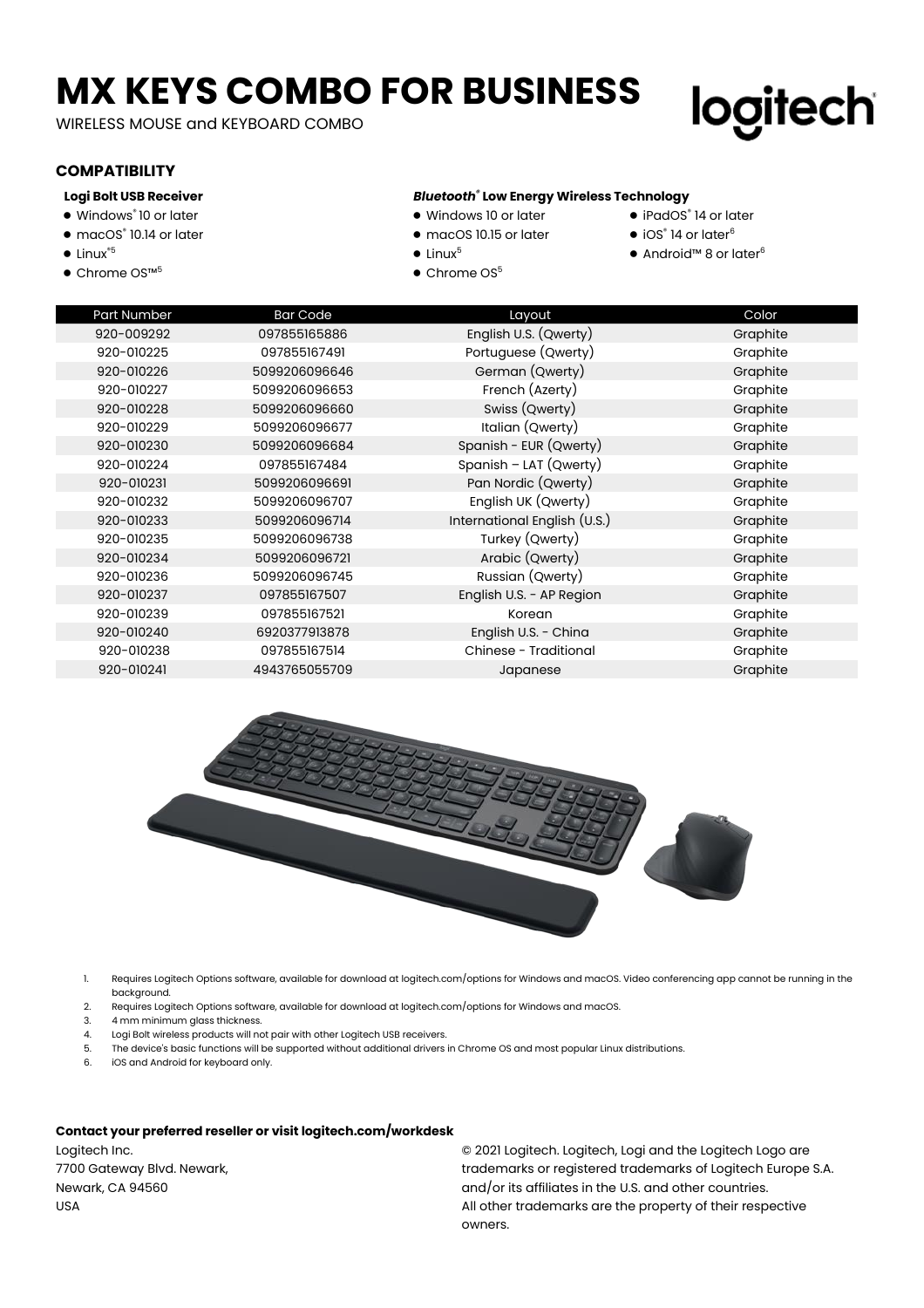# MX KEYS COMBO FOR BUSINESS

WIRELESS MOUSE and KEYBOARD COMBO

## COMPATIBILITY

**Logi Bolt USB Receiver**

- Windows® 10 or later
- macOS® 10.14 or later
- Linux®[5]
- Chrome OS™[5]

***Bluetooth*® Low Energy Wireless Technology**

- Windows 10 or later
- macOS 10.15 or later
- Linux[5]
- Chrome OS[5]
- iPadOS® 14 or later
- iOS® 14 or later[6]
- Android™ 8 or later[6]

| Part Number | Bar Code | Layout | Color |
|---|---|---|---|
| 920-009292 | 097855165886 | English U.S. (Qwerty) | Graphite |
| 920-010225 | 097855167491 | Portuguese (Qwerty) | Graphite |
| 920-010226 | 5099206096646 | German (Qwertz) | Graphite |
| 920-010227 | 5099206096653 | French (Azerty) | Graphite |
| 920-010228 | 5099206096660 | Swiss (Qwertz) | Graphite |
| 920-010229 | 5099206096677 | Italian (Qwerty) | Graphite |
| 920-010230 | 5099206096684 | Spanish - EUR (Qwerty) | Graphite |
| 920-010224 | 097855167484 | Spanish – LAT (Qwerty) | Graphite |
| 920-010231 | 5099206096691 | Pan Nordic (Qwerty) | Graphite |
| 920-010232 | 5099206096707 | English UK (Qwerty) | Graphite |
| 920-010233 | 5099206096714 | International English (U.S.) | Graphite |
| 920-010235 | 5099206096738 | Turkey (Qwerty) | Graphite |
| 920-010234 | 5099206096721 | Arabic (Qwerty) | Graphite |
| 920-010236 | 5099206096745 | Russian (Qwerty) | Graphite |
| 920-010237 | 097855167507 | English U.S. - AP Region | Graphite |
| 920-010239 | 097855167521 | Korean | Graphite |
| 920-010240 | 6920377913878 | English U.S. - China | Graphite |
| 920-010238 | 097855167514 | Chinese - Traditional | Graphite |
| 920-010241 | 4943765055709 | Japanese | Graphite |

1. Requires Logitech Options software, available for download at logitech.com/options for Windows and macOS. Video conferencing app cannot be running in the background.
2. Requires Logitech Options software, available for download at logitech.com/options for Windows and macOS.
3. 4 mm minimum glass thickness.
4. Logi Bolt wireless products will not pair with other Logitech USB receivers.
5. The device's basic functions will be supported without additional drivers in Chrome OS and most popular Linux distributions.
6. iOS and Android for keyboard only.

**Contact your preferred reseller or visit logitech.com/workdesk**

Logitech Inc.
7700 Gateway Blvd. Newark,
Newark, CA 94560
USA

© 2021 Logitech. Logitech, Logi and the Logitech Logo are trademarks or registered trademarks of Logitech Europe S.A. and/or its affiliates in the U.S. and other countries.
All other trademarks are the property of their respective owners.